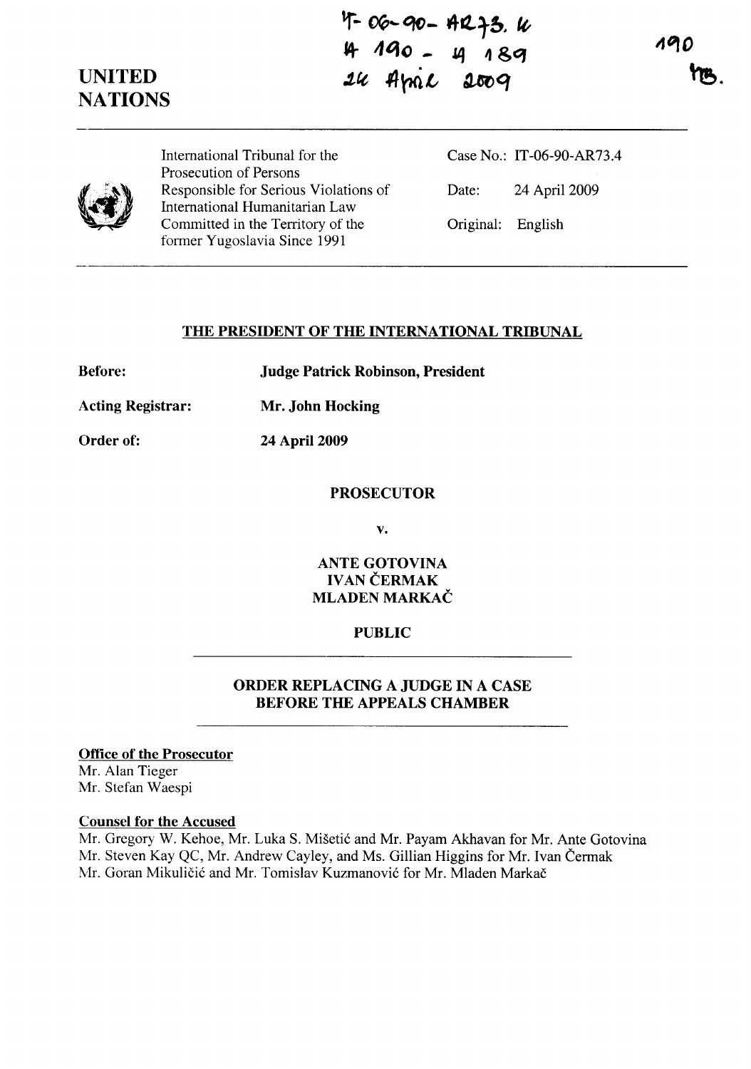IT-06-90-AR73.4
4 190 - 4 189
24 April 2009

190
YB.

# UNITED NATIONS

International Tribunal for the Prosecution of Persons Responsible for Serious Violations of International Humanitarian Law Committed in the Territory of the former Yugoslavia Since 1991

Case No.: IT-06-90-AR73.4

Date: 24 April 2009

Original: English

## THE PRESIDENT OF THE INTERNATIONAL TRIBUNAL

**Before:** **Judge Patrick Robinson, President**

**Acting Registrar:** **Mr. John Hocking**

**Order of:** **24 April 2009**

**PROSECUTOR**

**v.**

**ANTE GOTOVINA**
**IVAN ČERMAK**
**MLADEN MARKAČ**

**PUBLIC**

## ORDER REPLACING A JUDGE IN A CASE BEFORE THE APPEALS CHAMBER

**Office of the Prosecutor**

Mr. Alan Tieger
Mr. Stefan Waespi

**Counsel for the Accused**

Mr. Gregory W. Kehoe, Mr. Luka S. Mišetić and Mr. Payam Akhavan for Mr. Ante Gotovina
Mr. Steven Kay QC, Mr. Andrew Cayley, and Ms. Gillian Higgins for Mr. Ivan Čermak
Mr. Goran Mikuličić and Mr. Tomislav Kuzmanović for Mr. Mladen Markač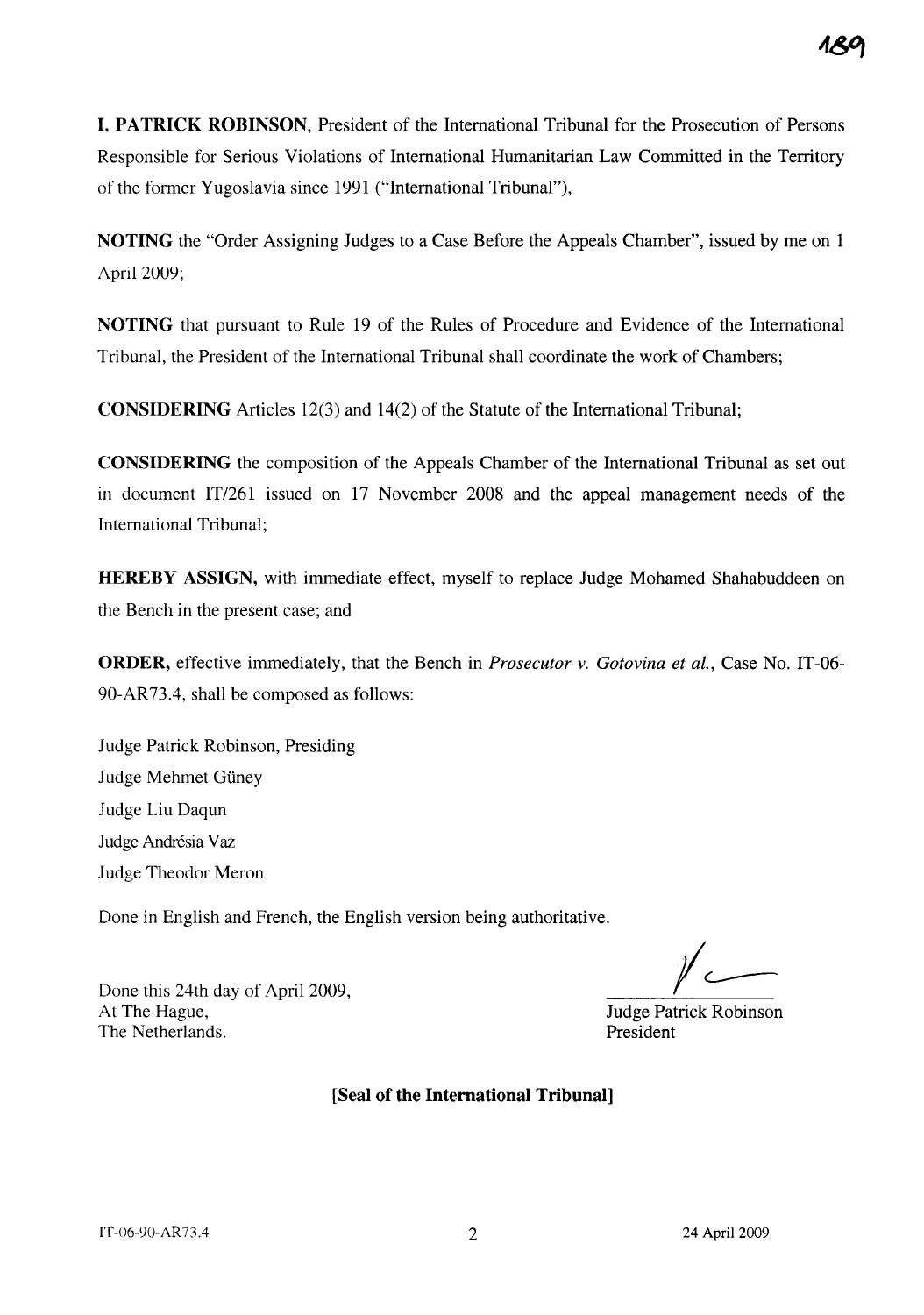**I, PATRICK ROBINSON**, President of the International Tribunal for the Prosecution of Persons Responsible for Serious Violations of International Humanitarian Law Committed in the Territory of the former Yugoslavia since 1991 ("International Tribunal"),

**NOTING** the "Order Assigning Judges to a Case Before the Appeals Chamber", issued by me on 1 April 2009;

**NOTING** that pursuant to Rule 19 of the Rules of Procedure and Evidence of the International Tribunal, the President of the International Tribunal shall coordinate the work of Chambers;

**CONSIDERING** Articles 12(3) and 14(2) of the Statute of the International Tribunal;

**CONSIDERING** the composition of the Appeals Chamber of the International Tribunal as set out in document IT/261 issued on 17 November 2008 and the appeal management needs of the International Tribunal;

**HEREBY ASSIGN,** with immediate effect, myself to replace Judge Mohamed Shahabuddeen on the Bench in the present case; and

**ORDER,** effective immediately, that the Bench in *Prosecutor v. Gotovina et al.*, Case No. IT-06-90-AR73.4, shall be composed as follows:

Judge Patrick Robinson, Presiding
Judge Mehmet Güney
Judge Liu Daqun
Judge Andrésia Vaz
Judge Theodor Meron

Done in English and French, the English version being authoritative.

Done this 24th day of April 2009,
At The Hague,
The Netherlands.

Judge Patrick Robinson
President

**[Seal of the International Tribunal]**